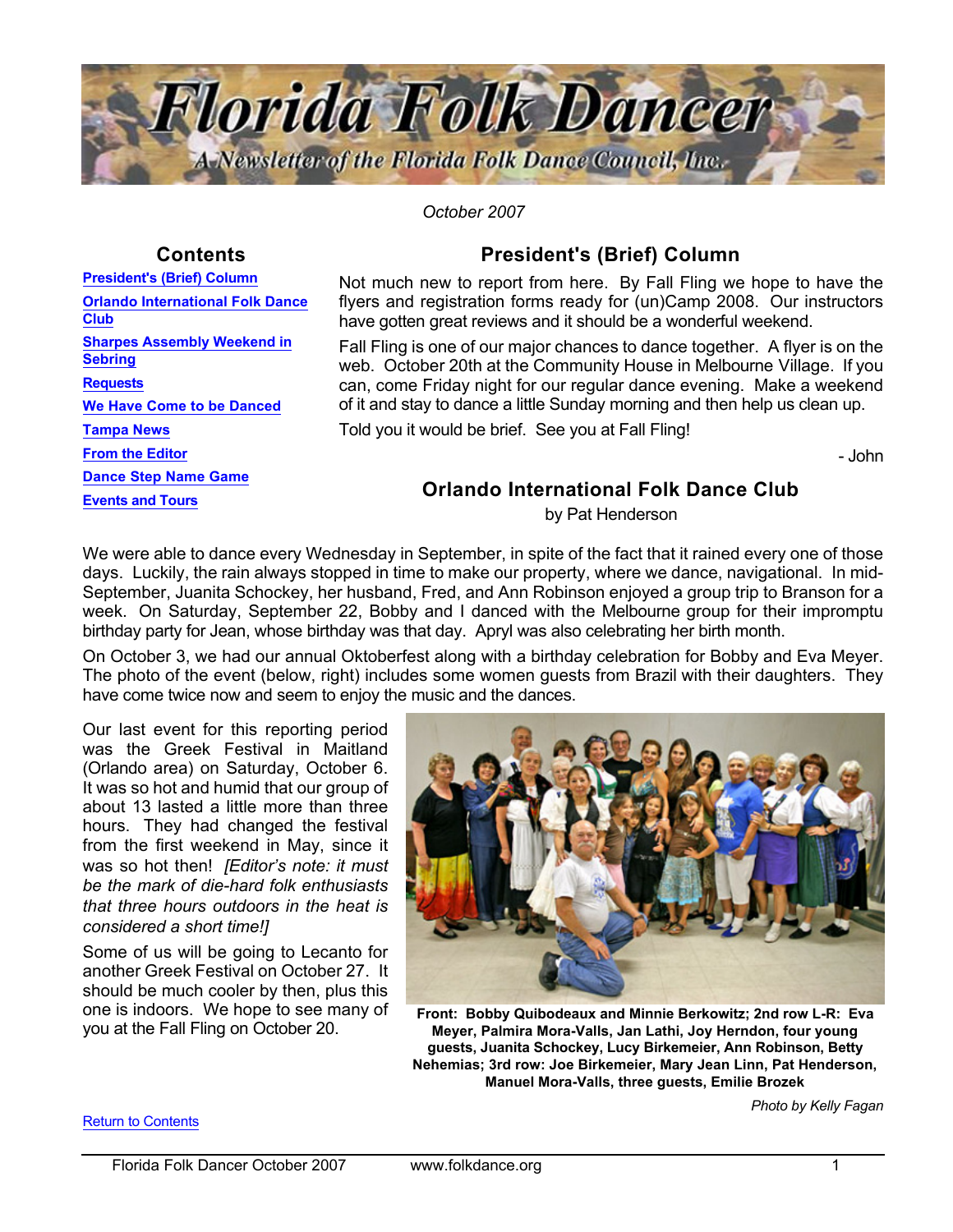# Florida Folk Dancer

A Newsletter of the Florida Folk Dance Council, Inc.

*October 2007*

## Contents

- President's (Brief) Column
- Orlando International Folk Dance Club
- Sharpes Assembly Weekend in Sebring
- Requests
- We Have Come to be Danced
- Tampa News
- From the Editor
- Dance Step Name Game
- Events and Tours

## President's (Brief) Column

Not much new to report from here. By Fall Fling we hope to have the flyers and registration forms ready for (un)Camp 2008. Our instructors have gotten great reviews and it should be a wonderful weekend.

Fall Fling is one of our major chances to dance together. A flyer is on the web. October 20th at the Community House in Melbourne Village. If you can, come Friday night for our regular dance evening. Make a weekend of it and stay to dance a little Sunday morning and then help us clean up.

Told you it would be brief. See you at Fall Fling!

- John

## Orlando International Folk Dance Club

by Pat Henderson

We were able to dance every Wednesday in September, in spite of the fact that it rained every one of those days. Luckily, the rain always stopped in time to make our property, where we dance, navigational. In mid-September, Juanita Schockey, her husband, Fred, and Ann Robinson enjoyed a group trip to Branson for a week. On Saturday, September 22, Bobby and I danced with the Melbourne group for their impromptu birthday party for Jean, whose birthday was that day. Apryl was also celebrating her birth month.

On October 3, we had our annual Oktoberfest along with a birthday celebration for Bobby and Eva Meyer. The photo of the event (below, right) includes some women guests from Brazil with their daughters. They have come twice now and seem to enjoy the music and the dances.

Our last event for this reporting period was the Greek Festival in Maitland (Orlando area) on Saturday, October 6. It was so hot and humid that our group of about 13 lasted a little more than three hours. They had changed the festival from the first weekend in May, since it was so hot then! *[Editor's note: it must be the mark of die-hard folk enthusiasts that three hours outdoors in the heat is considered a short time!]*

Some of us will be going to Lecanto for another Greek Festival on October 27. It should be much cooler by then, plus this one is indoors. We hope to see many of you at the Fall Fling on October 20.

**Front: Bobby Quibodeaux and Minnie Berkowitz; 2nd row L-R: Eva Meyer, Palmira Mora-Valls, Jan Lathi, Joy Herndon, four young guests, Juanita Schockey, Lucy Birkemeier, Ann Robinson, Betty Nehemias; 3rd row: Joe Birkemeier, Mary Jean Linn, Pat Henderson, Manuel Mora-Valls, three guests, Emilie Brozek**

*Photo by Kelly Fagan*

Return to Contents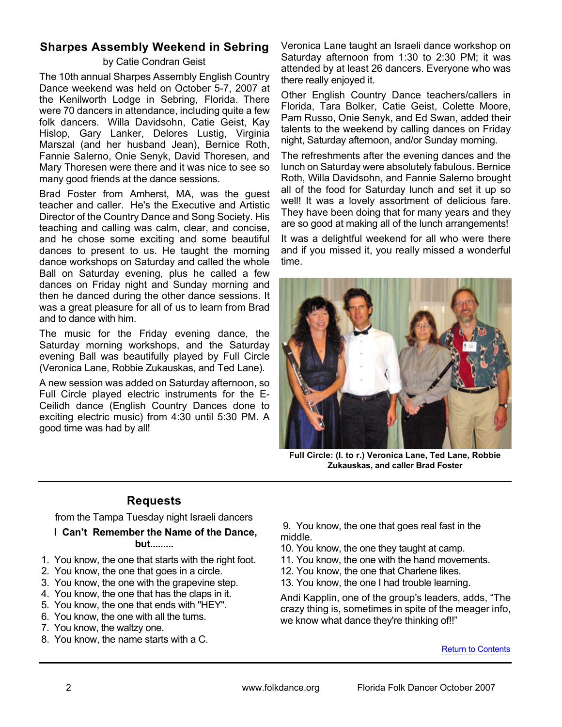## Sharpes Assembly Weekend in Sebring

by Catie Condran Geist

The 10th annual Sharpes Assembly English Country Dance weekend was held on October 5-7, 2007 at the Kenilworth Lodge in Sebring, Florida. There were 70 dancers in attendance, including quite a few folk dancers. Willa Davidsohn, Catie Geist, Kay Hislop, Gary Lanker, Delores Lustig, Virginia Marszal (and her husband Jean), Bernice Roth, Fannie Salerno, Onie Senyk, David Thoresen, and Mary Thoresen were there and it was nice to see so many good friends at the dance sessions.

Brad Foster from Amherst, MA, was the guest teacher and caller. He's the Executive and Artistic Director of the Country Dance and Song Society. His teaching and calling was calm, clear, and concise, and he chose some exciting and some beautiful dances to present to us. He taught the morning dance workshops on Saturday and called the whole Ball on Saturday evening, plus he called a few dances on Friday night and Sunday morning and then he danced during the other dance sessions. It was a great pleasure for all of us to learn from Brad and to dance with him.

The music for the Friday evening dance, the Saturday morning workshops, and the Saturday evening Ball was beautifully played by Full Circle (Veronica Lane, Robbie Zukauskas, and Ted Lane).

A new session was added on Saturday afternoon, so Full Circle played electric instruments for the E-Ceilidh dance (English Country Dances done to exciting electric music) from 4:30 until 5:30 PM. A good time was had by all!

Veronica Lane taught an Israeli dance workshop on Saturday afternoon from 1:30 to 2:30 PM; it was attended by at least 26 dancers. Everyone who was there really enjoyed it.

Other English Country Dance teachers/callers in Florida, Tara Bolker, Catie Geist, Colette Moore, Pam Russo, Onie Senyk, and Ed Swan, added their talents to the weekend by calling dances on Friday night, Saturday afternoon, and/or Sunday morning.

The refreshments after the evening dances and the lunch on Saturday were absolutely fabulous. Bernice Roth, Willa Davidsohn, and Fannie Salerno brought all of the food for Saturday lunch and set it up so well! It was a lovely assortment of delicious fare. They have been doing that for many years and they are so good at making all of the lunch arrangements!

It was a delightful weekend for all who were there and if you missed it, you really missed a wonderful time.

**Full Circle: (l. to r.) Veronica Lane, Ted Lane, Robbie Zukauskas, and caller Brad Foster**

## Requests

from the Tampa Tuesday night Israeli dancers

**I Can't Remember the Name of the Dance, but.........**

1. You know, the one that starts with the right foot.
2. You know, the one that goes in a circle.
3. You know, the one with the grapevine step.
4. You know, the one that has the claps in it.
5. You know, the one that ends with "HEY".
6. You know, the one with all the turns.
7. You know, the waltzy one.
8. You know, the name starts with a C.
9. You know, the one that goes real fast in the middle.
10. You know, the one they taught at camp.
11. You know, the one with the hand movements.
12. You know, the one that Charlene likes.
13. You know, the one I had trouble learning.

Andi Kapplin, one of the group's leaders, adds, "The crazy thing is, sometimes in spite of the meager info, we know what dance they're thinking of!!"

Return to Contents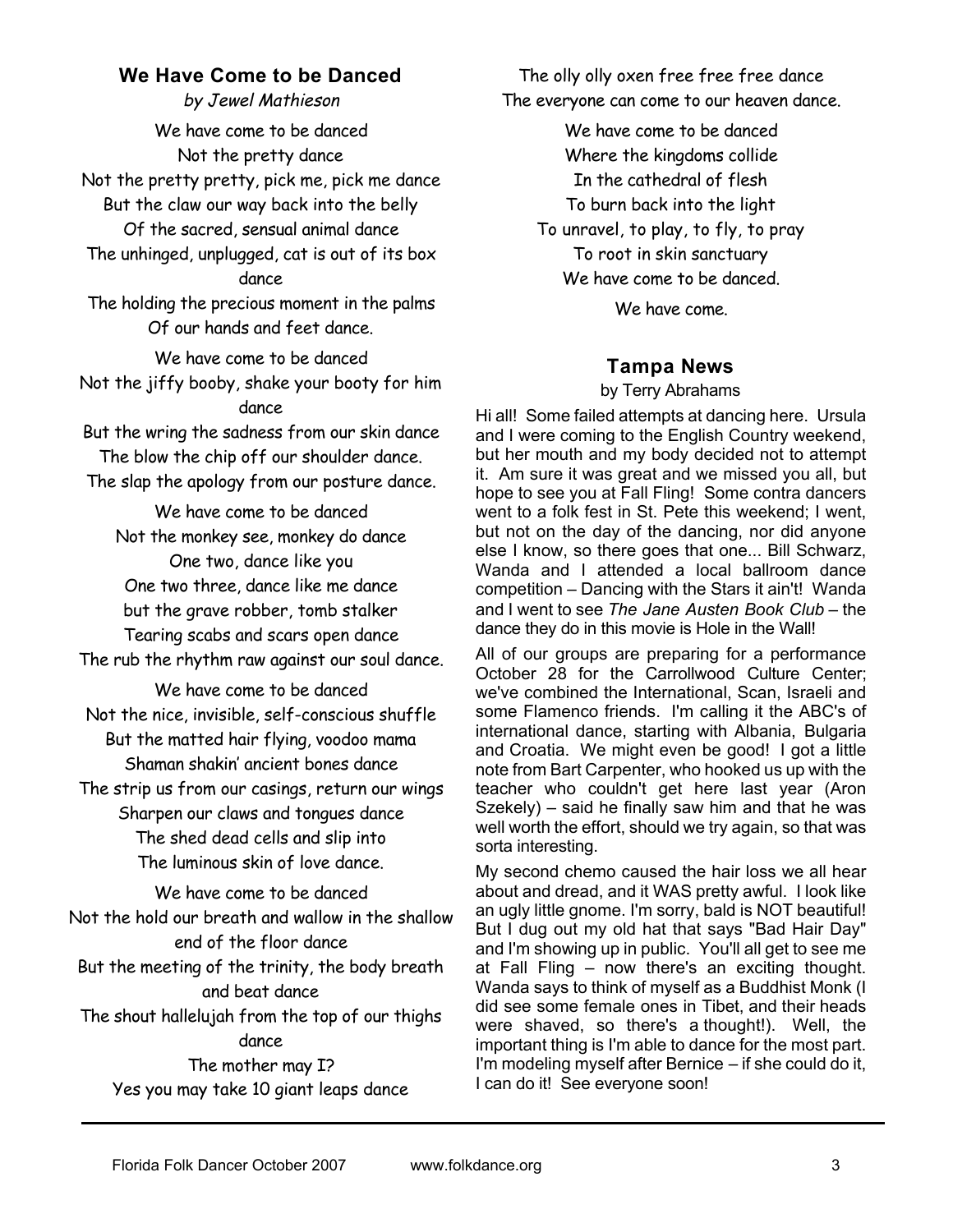## We Have Come to be Danced

*by Jewel Mathieson*

We have come to be danced
Not the pretty dance
Not the pretty pretty, pick me, pick me dance
But the claw our way back into the belly
Of the sacred, sensual animal dance
The unhinged, unplugged, cat is out of its box dance
The holding the precious moment in the palms
Of our hands and feet dance.

We have come to be danced
Not the jiffy booby, shake your booty for him dance
But the wring the sadness from our skin dance
The blow the chip off our shoulder dance.
The slap the apology from our posture dance.

We have come to be danced
Not the monkey see, monkey do dance
One two, dance like you
One two three, dance like me dance
but the grave robber, tomb stalker
Tearing scabs and scars open dance
The rub the rhythm raw against our soul dance.

We have come to be danced
Not the nice, invisible, self-conscious shuffle
But the matted hair flying, voodoo mama
Shaman shakin' ancient bones dance
The strip us from our casings, return our wings
Sharpen our claws and tongues dance
The shed dead cells and slip into
The luminous skin of love dance.

We have come to be danced
Not the hold our breath and wallow in the shallow end of the floor dance
But the meeting of the trinity, the body breath and beat dance
The shout hallelujah from the top of our thighs dance
The mother may I?
Yes you may take 10 giant leaps dance
The olly olly oxen free free free dance
The everyone can come to our heaven dance.

We have come to be danced
Where the kingdoms collide
In the cathedral of flesh
To burn back into the light
To unravel, to play, to fly, to pray
To root in skin sanctuary
We have come to be danced.

We have come.

## Tampa News

by Terry Abrahams

Hi all! Some failed attempts at dancing here. Ursula and I were coming to the English Country weekend, but her mouth and my body decided not to attempt it. Am sure it was great and we missed you all, but hope to see you at Fall Fling! Some contra dancers went to a folk fest in St. Pete this weekend; I went, but not on the day of the dancing, nor did anyone else I know, so there goes that one... Bill Schwarz, Wanda and I attended a local ballroom dance competition – Dancing with the Stars it ain't! Wanda and I went to see *The Jane Austen Book Club* – the dance they do in this movie is Hole in the Wall!

All of our groups are preparing for a performance October 28 for the Carrollwood Culture Center; we've combined the International, Scan, Israeli and some Flamenco friends. I'm calling it the ABC's of international dance, starting with Albania, Bulgaria and Croatia. We might even be good! I got a little note from Bart Carpenter, who hooked us up with the teacher who couldn't get here last year (Aron Szekely) – said he finally saw him and that he was well worth the effort, should we try again, so that was sorta interesting.

My second chemo caused the hair loss we all hear about and dread, and it WAS pretty awful. I look like an ugly little gnome. I'm sorry, bald is NOT beautiful! But I dug out my old hat that says "Bad Hair Day" and I'm showing up in public. You'll all get to see me at Fall Fling – now there's an exciting thought. Wanda says to think of myself as a Buddhist Monk (I did see some female ones in Tibet, and their heads were shaved, so there's a thought!). Well, the important thing is I'm able to dance for the most part. I'm modeling myself after Bernice – if she could do it, I can do it! See everyone soon!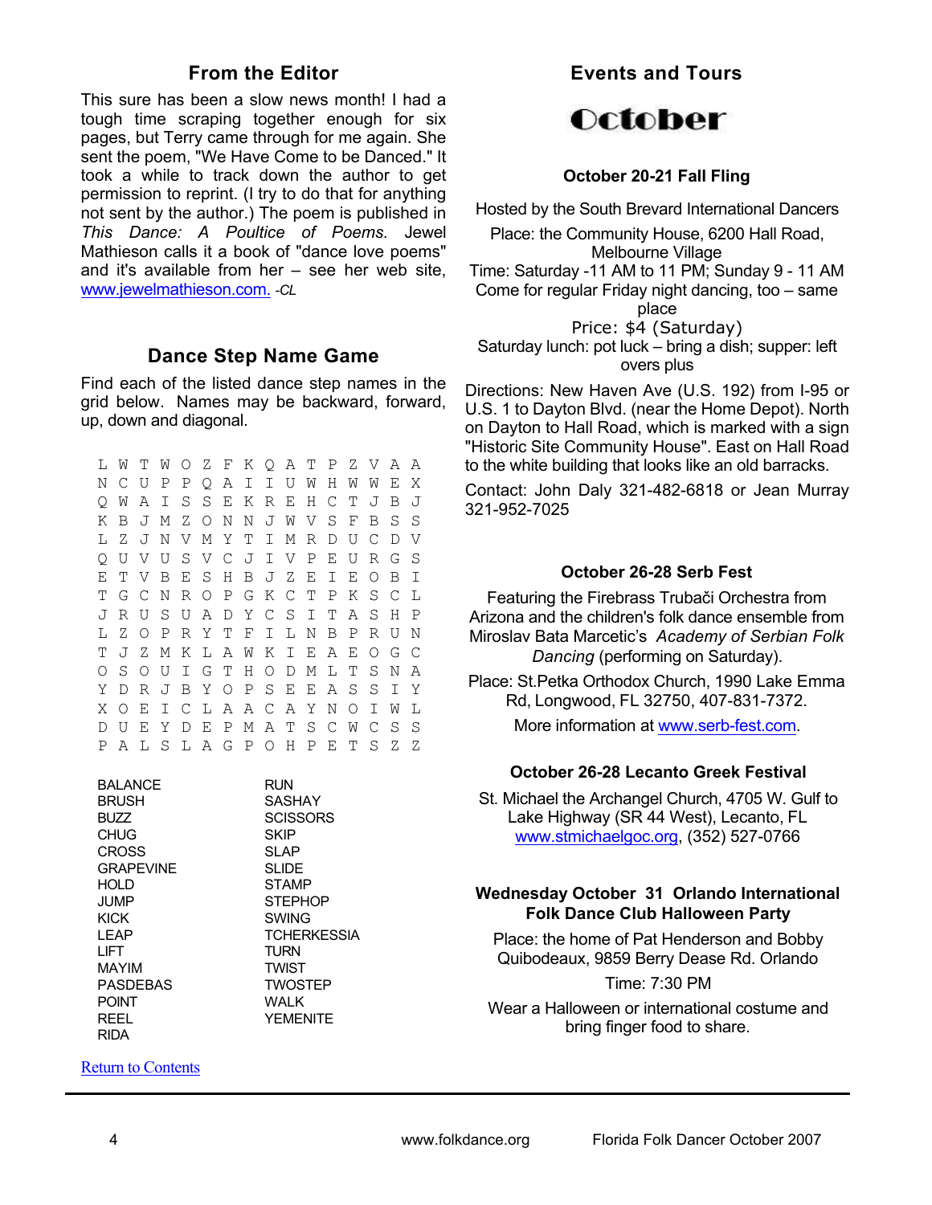## From the Editor

This sure has been a slow news month! I had a tough time scraping together enough for six pages, but Terry came through for me again. She sent the poem, "We Have Come to be Danced." It took a while to track down the author to get permission to reprint. (I try to do that for anything not sent by the author.) The poem is published in *This Dance: A Poultice of Poems.* Jewel Mathieson calls it a book of "dance love poems" and it's available from her – see her web site, [www.jewelmathieson.com.](http://www.jewelmathieson.com) *-CL*

## Dance Step Name Game

Find each of the listed dance step names in the grid below. Names may be backward, forward, up, down and diagonal.

```
L W T W O Z F K Q A T P Z V A A
N C U P P Q A I I U W H W W E X
Q W A I S S E K R E H C T J B J
K B J M Z O N N J W V S F B S S
L Z J N V M Y T I M R D U C D V
Q U V U S V C J I V P E U R G S
E T V B E S H B J Z E I E O B I
T G C N R O P G K C T P K S C L
J R U S U A D Y C S I T A S H P
L Z O P R Y T F I L N B P R U N
T J Z M K L A W K I E A E O G C
O S O U I G T H O D M L T S N A
Y D R J B Y O P S E E A S S I Y
X O E I C L A A C A Y N O I W L
D U E Y D E P M A T S C W C S S
P A L S L A G P O H P E T S Z Z
```

| | |
|---|---|
| BALANCE | RUN |
| BRUSH | SASHAY |
| BUZZ | SCISSORS |
| CHUG | SKIP |
| CROSS | SLAP |
| GRAPEVINE | SLIDE |
| HOLD | STAMP |
| JUMP | STEPHOP |
| KICK | SWING |
| LEAP | TCHERKESSIA |
| LIFT | TURN |
| MAYIM | TWIST |
| PASDEBAS | TWOSTEP |
| POINT | WALK |
| REEL | YEMENITE |
| RIDA | |

Return to Contents

## Events and Tours

# October

### October 20-21 Fall Fling

Hosted by the South Brevard International Dancers

Place: the Community House, 6200 Hall Road, Melbourne Village

Time: Saturday -11 AM to 11 PM; Sunday 9 - 11 AM

Come for regular Friday night dancing, too – same place

Price: $4 (Saturday)

Saturday lunch: pot luck – bring a dish; supper: left overs plus

Directions: New Haven Ave (U.S. 192) from I-95 or U.S. 1 to Dayton Blvd. (near the Home Depot). North on Dayton to Hall Road, which is marked with a sign "Historic Site Community House". East on Hall Road to the white building that looks like an old barracks.

Contact: John Daly 321-482-6818 or Jean Murray 321-952-7025

### October 26-28 Serb Fest

Featuring the Firebrass Trubači Orchestra from Arizona and the children's folk dance ensemble from Miroslav Bata Marcetić's *Academy of Serbian Folk Dancing* (performing on Saturday).

Place: St.Petka Orthodox Church, 1990 Lake Emma Rd, Longwood, FL 32750, 407-831-7372.

More information at [www.serb-fest.com](http://www.serb-fest.com).

### October 26-28 Lecanto Greek Festival

St. Michael the Archangel Church, 4705 W. Gulf to Lake Highway (SR 44 West), Lecanto, FL
[www.stmichaelgoc.org](http://www.stmichaelgoc.org), (352) 527-0766

### Wednesday October 31 Orlando International Folk Dance Club Halloween Party

Place: the home of Pat Henderson and Bobby Quibodeaux, 9859 Berry Dease Rd. Orlando

Time: 7:30 PM

Wear a Halloween or international costume and bring finger food to share.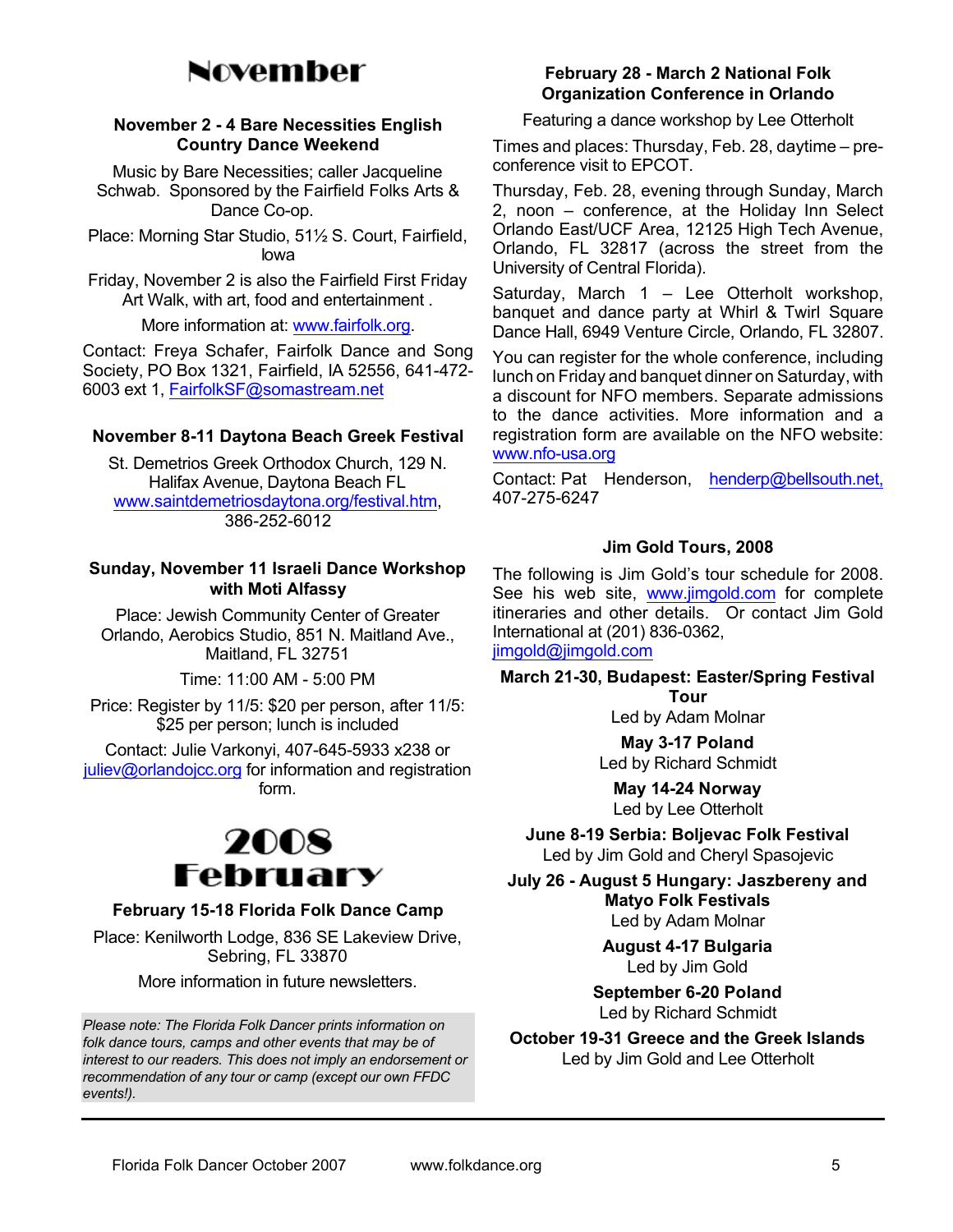# November

### November 2 - 4 Bare Necessities English Country Dance Weekend

Music by Bare Necessities; caller Jacqueline Schwab. Sponsored by the Fairfield Folks Arts & Dance Co-op.

Place: Morning Star Studio, 51½ S. Court, Fairfield, Iowa

Friday, November 2 is also the Fairfield First Friday Art Walk, with art, food and entertainment .

More information at: www.fairfolk.org.

Contact: Freya Schafer, Fairfolk Dance and Song Society, PO Box 1321, Fairfield, IA 52556, 641-472-6003 ext 1, FairfolkSF@somastream.net

### November 8-11 Daytona Beach Greek Festival

St. Demetrios Greek Orthodox Church, 129 N. Halifax Avenue, Daytona Beach FL www.saintdemetriosdaytona.org/festival.htm, 386-252-6012

### Sunday, November 11 Israeli Dance Workshop with Moti Alfassy

Place: Jewish Community Center of Greater Orlando, Aerobics Studio, 851 N. Maitland Ave., Maitland, FL 32751

Time: 11:00 AM - 5:00 PM

Price: Register by 11/5: $20 per person, after 11/5: $25 per person; lunch is included

Contact: Julie Varkonyi, 407-645-5933 x238 or juliev@orlandojcc.org for information and registration form.

# 2008 February

### February 15-18 Florida Folk Dance Camp

Place: Kenilworth Lodge, 836 SE Lakeview Drive, Sebring, FL 33870

More information in future newsletters.

*Please note: The Florida Folk Dancer prints information on folk dance tours, camps and other events that may be of interest to our readers. This does not imply an endorsement or recommendation of any tour or camp (except our own FFDC events!).*

### February 28 - March 2 National Folk Organization Conference in Orlando

Featuring a dance workshop by Lee Otterholt

Times and places: Thursday, Feb. 28, daytime – pre-conference visit to EPCOT.

Thursday, Feb. 28, evening through Sunday, March 2, noon – conference, at the Holiday Inn Select Orlando East/UCF Area, 12125 High Tech Avenue, Orlando, FL 32817 (across the street from the University of Central Florida).

Saturday, March 1 – Lee Otterholt workshop, banquet and dance party at Whirl & Twirl Square Dance Hall, 6949 Venture Circle, Orlando, FL 32807.

You can register for the whole conference, including lunch on Friday and banquet dinner on Saturday, with a discount for NFO members. Separate admissions to the dance activities. More information and a registration form are available on the NFO website: www.nfo-usa.org

Contact: Pat Henderson, henderp@bellsouth.net, 407-275-6247

### Jim Gold Tours, 2008

The following is Jim Gold's tour schedule for 2008. See his web site, www.jimgold.com for complete itineraries and other details. Or contact Jim Gold International at (201) 836-0362, jimgold@jimgold.com

**March 21-30, Budapest: Easter/Spring Festival Tour**
Led by Adam Molnar

**May 3-17 Poland**
Led by Richard Schmidt

**May 14-24 Norway**
Led by Lee Otterholt

**June 8-19 Serbia: Boljevac Folk Festival**
Led by Jim Gold and Cheryl Spasojevic

**July 26 - August 5 Hungary: Jaszbereny and Matyo Folk Festivals**
Led by Adam Molnar

**August 4-17 Bulgaria**
Led by Jim Gold

**September 6-20 Poland**
Led by Richard Schmidt

**October 19-31 Greece and the Greek Islands**
Led by Jim Gold and Lee Otterholt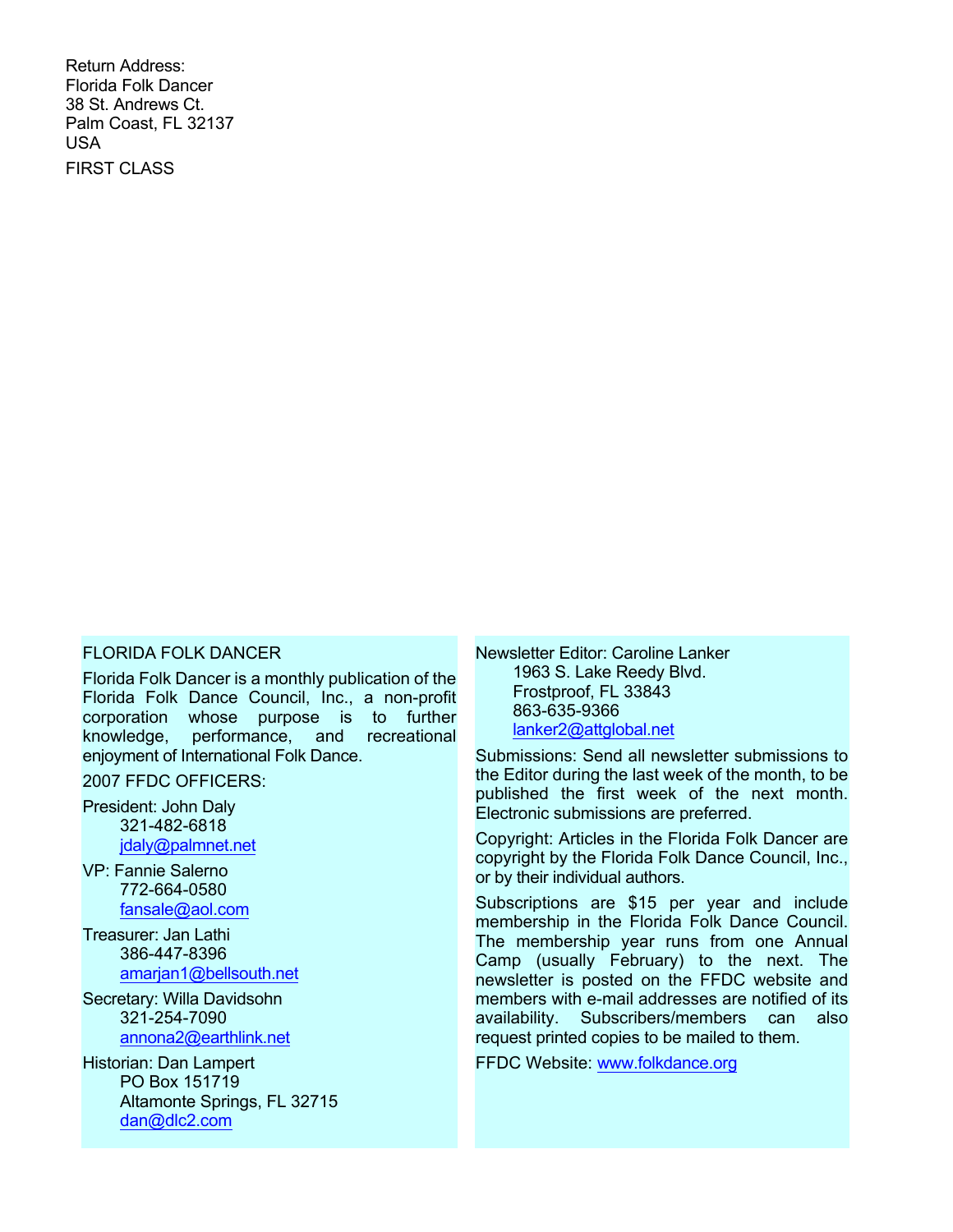Return Address:
Florida Folk Dancer
38 St. Andrews Ct.
Palm Coast, FL 32137
USA

FIRST CLASS

FLORIDA FOLK DANCER

Florida Folk Dancer is a monthly publication of the Florida Folk Dance Council, Inc., a non-profit corporation whose purpose is to further knowledge, performance, and recreational enjoyment of International Folk Dance.

2007 FFDC OFFICERS:

President: John Daly
321-482-6818
jdaly@palmnet.net

VP: Fannie Salerno
772-664-0580
fansale@aol.com

Treasurer: Jan Lathi
386-447-8396
amarjan1@bellsouth.net

Secretary: Willa Davidsohn
321-254-7090
annona2@earthlink.net

Historian: Dan Lampert
PO Box 151719
Altamonte Springs, FL 32715
dan@dlc2.com

Newsletter Editor: Caroline Lanker
1963 S. Lake Reedy Blvd.
Frostproof, FL 33843
863-635-9366
lanker2@attglobal.net

Submissions: Send all newsletter submissions to the Editor during the last week of the month, to be published the first week of the next month. Electronic submissions are preferred.

Copyright: Articles in the Florida Folk Dancer are copyright by the Florida Folk Dance Council, Inc., or by their individual authors.

Subscriptions are $15 per year and include membership in the Florida Folk Dance Council. The membership year runs from one Annual Camp (usually February) to the next. The newsletter is posted on the FFDC website and members with e-mail addresses are notified of its availability. Subscribers/members can also request printed copies to be mailed to them.

FFDC Website: www.folkdance.org